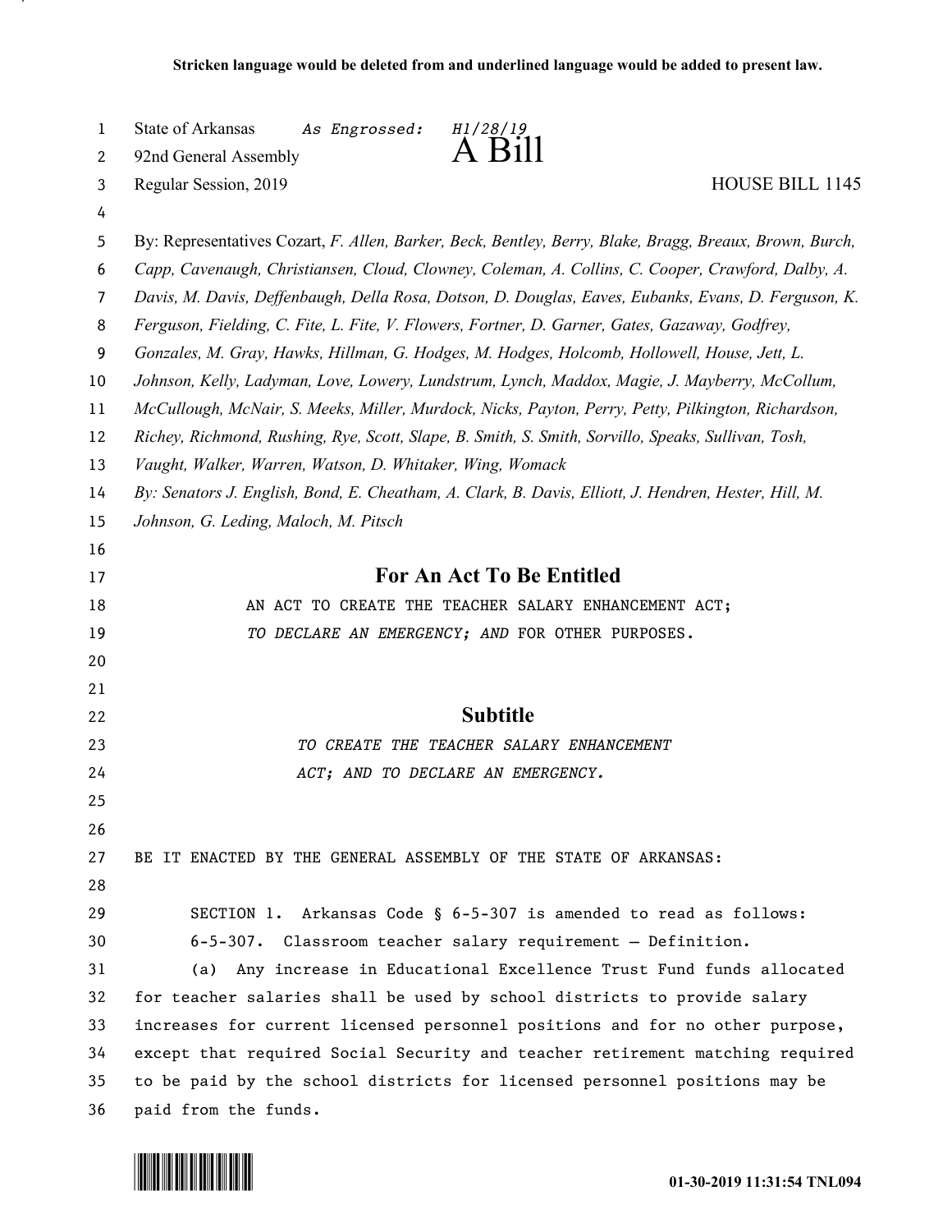**Stricken language would be deleted from and underlined language would be added to present law.**

State of Arkansas *As Engrossed: H1/28/19*
92nd General Assembly
# A Bill
Regular Session, 2019 HOUSE BILL 1145

By: Representatives Cozart, *F. Allen, Barker, Beck, Bentley, Berry, Blake, Bragg, Breaux, Brown, Burch, Capp, Cavenaugh, Christiansen, Cloud, Clowney, Coleman, A. Collins, C. Cooper, Crawford, Dalby, A. Davis, M. Davis, Deffenbaugh, Della Rosa, Dotson, D. Douglas, Eaves, Eubanks, Evans, D. Ferguson, K. Ferguson, Fielding, C. Fite, L. Fite, V. Flowers, Fortner, D. Garner, Gates, Gazaway, Godfrey, Gonzales, M. Gray, Hawks, Hillman, G. Hodges, M. Hodges, Holcomb, Hollowell, House, Jett, L. Johnson, Kelly, Ladyman, Love, Lowery, Lundstrum, Lynch, Maddox, Magie, J. Mayberry, McCollum, McCullough, McNair, S. Meeks, Miller, Murdock, Nicks, Payton, Perry, Petty, Pilkington, Richardson, Richey, Richmond, Rushing, Rye, Scott, Slape, B. Smith, S. Smith, Sorvillo, Speaks, Sullivan, Tosh, Vaught, Walker, Warren, Watson, D. Whitaker, Wing, Womack*

*By: Senators J. English, Bond, E. Cheatham, A. Clark, B. Davis, Elliott, J. Hendren, Hester, Hill, M. Johnson, G. Leding, Maloch, M. Pitsch*

## For An Act To Be Entitled

AN ACT TO CREATE THE TEACHER SALARY ENHANCEMENT ACT; *TO DECLARE AN EMERGENCY; AND* FOR OTHER PURPOSES.

## Subtitle

*TO CREATE THE TEACHER SALARY ENHANCEMENT ACT; AND TO DECLARE AN EMERGENCY.*

BE IT ENACTED BY THE GENERAL ASSEMBLY OF THE STATE OF ARKANSAS:

SECTION 1. Arkansas Code § 6-5-307 is amended to read as follows:

6-5-307. Classroom teacher salary requirement — Definition.

(a) Any increase in Educational Excellence Trust Fund funds allocated for teacher salaries shall be used by school districts to provide salary increases for current licensed personnel positions and for no other purpose, except that required Social Security and teacher retirement matching required to be paid by the school districts for licensed personnel positions may be paid from the funds.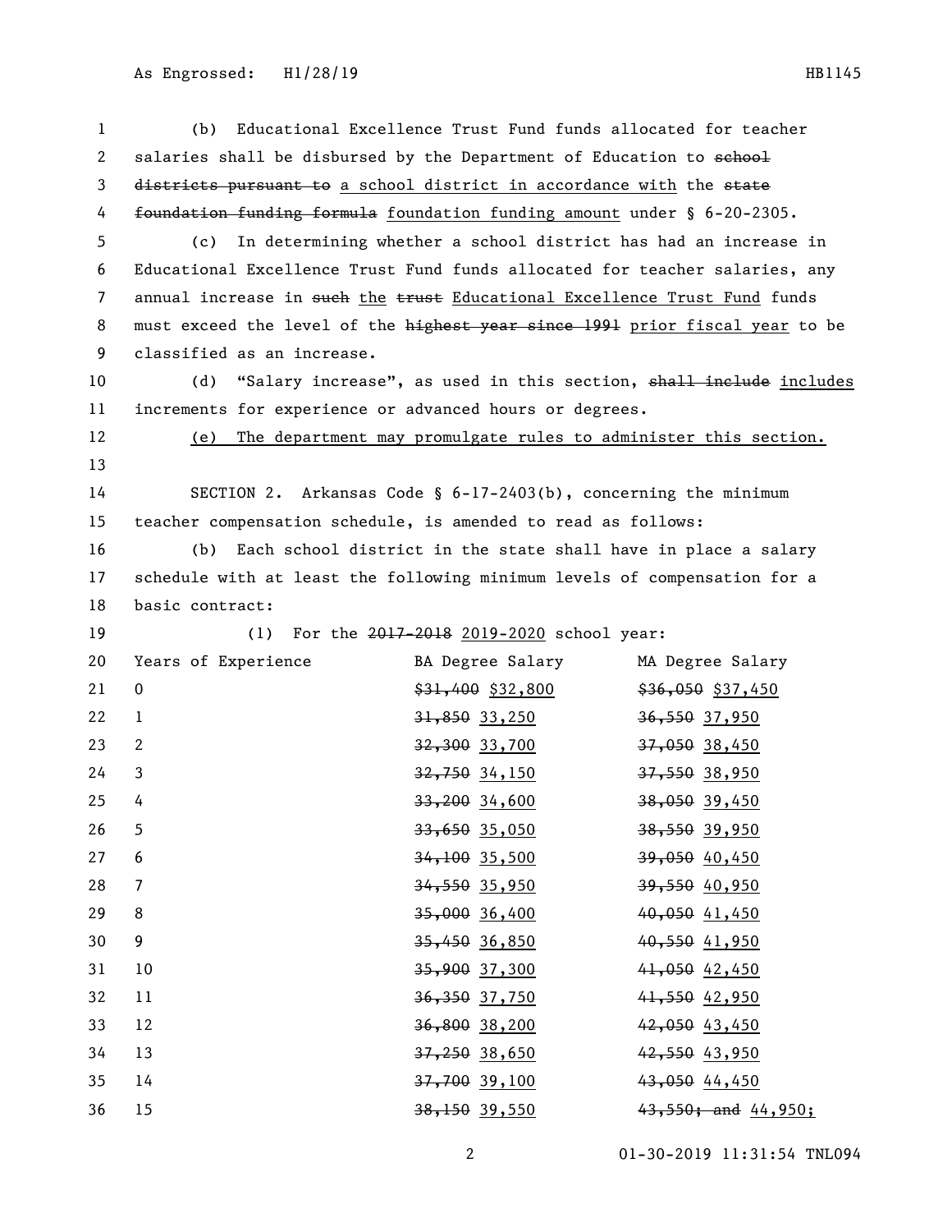(b) Educational Excellence Trust Fund funds allocated for teacher salaries shall be disbursed by the Department of Education to ~~school districts pursuant to~~ a school district in accordance with the ~~state foundation funding formula~~ foundation funding amount under § 6-20-2305.

(c) In determining whether a school district has had an increase in Educational Excellence Trust Fund funds allocated for teacher salaries, any annual increase in ~~such~~ the ~~trust~~ Educational Excellence Trust Fund funds must exceed the level of the ~~highest year since 1991~~ prior fiscal year to be classified as an increase.

(d) "Salary increase", as used in this section, ~~shall include~~ includes increments for experience or advanced hours or degrees.

(e) The department may promulgate rules to administer this section.

SECTION 2. Arkansas Code § 6-17-2403(b), concerning the minimum teacher compensation schedule, is amended to read as follows:

(b) Each school district in the state shall have in place a salary schedule with at least the following minimum levels of compensation for a basic contract:

(1) For the ~~2017-2018~~ 2019-2020 school year:

| Years of Experience | BA Degree Salary | MA Degree Salary |
|---|---|---|
| 0 | ~~$31,400~~ $32,800 | ~~$36,050~~ $37,450 |
| 1 | ~~31,850~~ 33,250 | ~~36,550~~ 37,950 |
| 2 | ~~32,300~~ 33,700 | ~~37,050~~ 38,450 |
| 3 | ~~32,750~~ 34,150 | ~~37,550~~ 38,950 |
| 4 | ~~33,200~~ 34,600 | ~~38,050~~ 39,450 |
| 5 | ~~33,650~~ 35,050 | ~~38,550~~ 39,950 |
| 6 | ~~34,100~~ 35,500 | ~~39,050~~ 40,450 |
| 7 | ~~34,550~~ 35,950 | ~~39,550~~ 40,950 |
| 8 | ~~35,000~~ 36,400 | ~~40,050~~ 41,450 |
| 9 | ~~35,450~~ 36,850 | ~~40,550~~ 41,950 |
| 10 | ~~35,900~~ 37,300 | ~~41,050~~ 42,450 |
| 11 | ~~36,350~~ 37,750 | ~~41,550~~ 42,950 |
| 12 | ~~36,800~~ 38,200 | ~~42,050~~ 43,450 |
| 13 | ~~37,250~~ 38,650 | ~~42,550~~ 43,950 |
| 14 | ~~37,700~~ 39,100 | ~~43,050~~ 44,450 |
| 15 | ~~38,150~~ 39,550 | ~~43,550; and~~ 44,950; |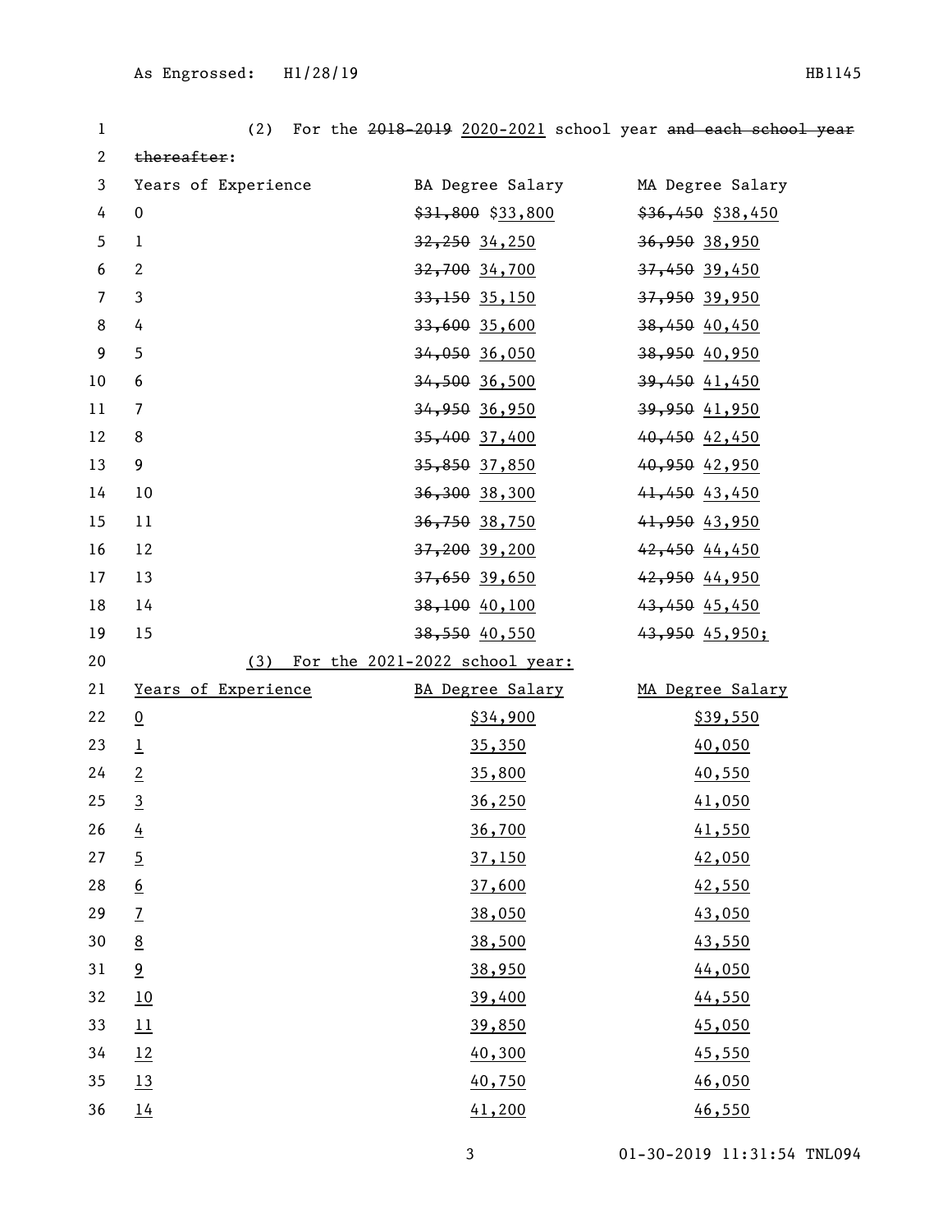(2) For the ~~2018-2019~~ 2020-2021 school year ~~and each school year thereafter~~:

| Years of Experience | BA Degree Salary | MA Degree Salary |
|---|---|---|
| 0 | ~~$31,800~~ $33,800 | ~~$36,450~~ $38,450 |
| 1 | ~~32,250~~ 34,250 | ~~36,950~~ 38,950 |
| 2 | ~~32,700~~ 34,700 | ~~37,450~~ 39,450 |
| 3 | ~~33,150~~ 35,150 | ~~37,950~~ 39,950 |
| 4 | ~~33,600~~ 35,600 | ~~38,450~~ 40,450 |
| 5 | ~~34,050~~ 36,050 | ~~38,950~~ 40,950 |
| 6 | ~~34,500~~ 36,500 | ~~39,450~~ 41,450 |
| 7 | ~~34,950~~ 36,950 | ~~39,950~~ 41,950 |
| 8 | ~~35,400~~ 37,400 | ~~40,450~~ 42,450 |
| 9 | ~~35,850~~ 37,850 | ~~40,950~~ 42,950 |
| 10 | ~~36,300~~ 38,300 | ~~41,450~~ 43,450 |
| 11 | ~~36,750~~ 38,750 | ~~41,950~~ 43,950 |
| 12 | ~~37,200~~ 39,200 | ~~42,450~~ 44,450 |
| 13 | ~~37,650~~ 39,650 | ~~42,950~~ 44,950 |
| 14 | ~~38,100~~ 40,100 | ~~43,450~~ 45,450 |
| 15 | ~~38,550~~ 40,550 | ~~43,950~~ 45,950; |

(3) For the 2021-2022 school year:

| Years of Experience | BA Degree Salary | MA Degree Salary |
|---|---|---|
| 0 | $34,900 | $39,550 |
| 1 | 35,350 | 40,050 |
| 2 | 35,800 | 40,550 |
| 3 | 36,250 | 41,050 |
| 4 | 36,700 | 41,550 |
| 5 | 37,150 | 42,050 |
| 6 | 37,600 | 42,550 |
| 7 | 38,050 | 43,050 |
| 8 | 38,500 | 43,550 |
| 9 | 38,950 | 44,050 |
| 10 | 39,400 | 44,550 |
| 11 | 39,850 | 45,050 |
| 12 | 40,300 | 45,550 |
| 13 | 40,750 | 46,050 |
| 14 | 41,200 | 46,550 |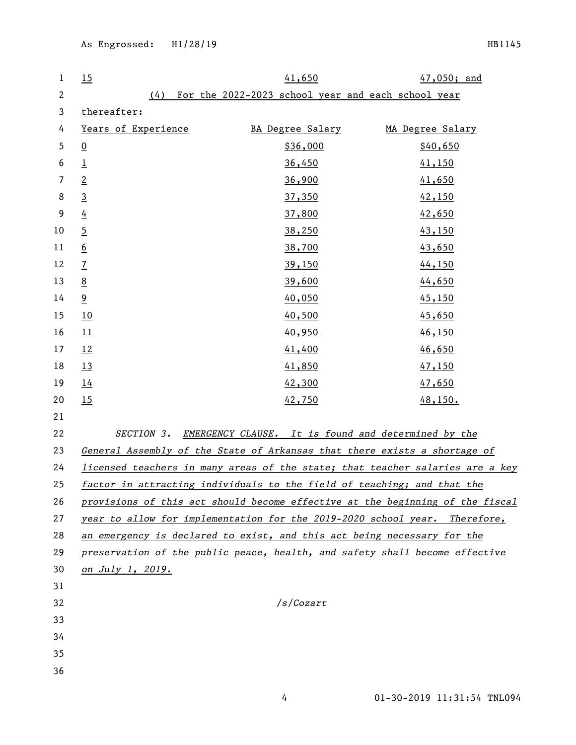| | | |
|---|---|---|
| 15 | 41,650 | 47,050; and |

(4) For the 2022-2023 school year and each school year thereafter:

| Years of Experience | BA Degree Salary | MA Degree Salary |
|---|---|---|
| 0 | $36,000 | $40,650 |
| 1 | 36,450 | 41,150 |
| 2 | 36,900 | 41,650 |
| 3 | 37,350 | 42,150 |
| 4 | 37,800 | 42,650 |
| 5 | 38,250 | 43,150 |
| 6 | 38,700 | 43,650 |
| 7 | 39,150 | 44,150 |
| 8 | 39,600 | 44,650 |
| 9 | 40,050 | 45,150 |
| 10 | 40,500 | 45,650 |
| 11 | 40,950 | 46,150 |
| 12 | 41,400 | 46,650 |
| 13 | 41,850 | 47,150 |
| 14 | 42,300 | 47,650 |
| 15 | 42,750 | 48,150. |

*SECTION 3. EMERGENCY CLAUSE. It is found and determined by the General Assembly of the State of Arkansas that there exists a shortage of licensed teachers in many areas of the state; that teacher salaries are a key factor in attracting individuals to the field of teaching; and that the provisions of this act should become effective at the beginning of the fiscal year to allow for implementation for the 2019-2020 school year. Therefore, an emergency is declared to exist, and this act being necessary for the preservation of the public peace, health, and safety shall become effective on July 1, 2019.*

/s/Cozart